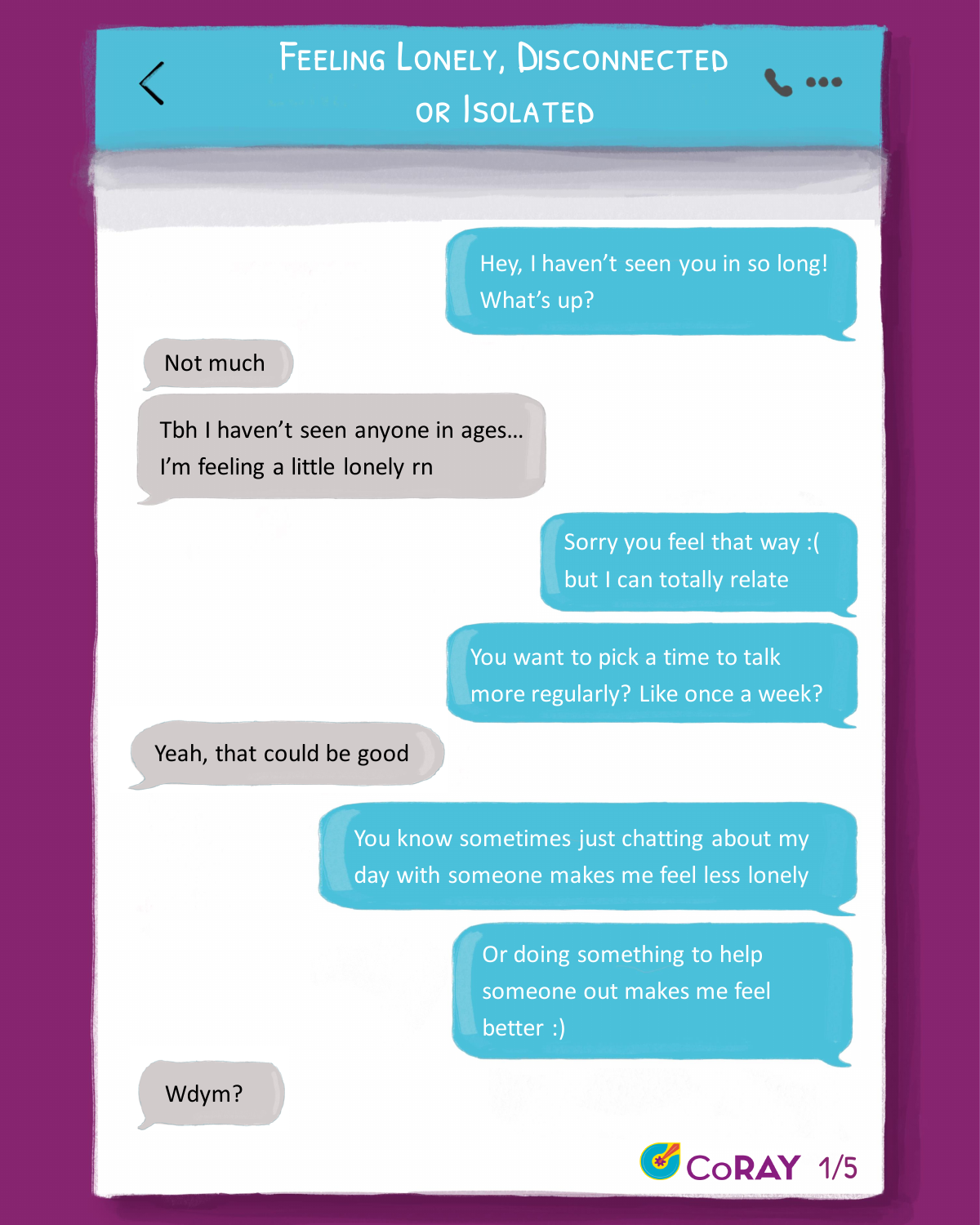# Feeling Lonely, Disconnected or Isolated

Hey, I haven't seen you in so long! What's up?

Not much

Tbh I haven't seen anyone in ages… I'm feeling a little lonely rn

Sorry you feel that way :( but I can totally relate

You want to pick a time to talk more regularly? Like once a week?

Yeah, that could be good

You know sometimes just chatting about my day with someone makes me feel less lonely

Or doing something to help someone out makes me feel better :)

Wdym?

CoRAY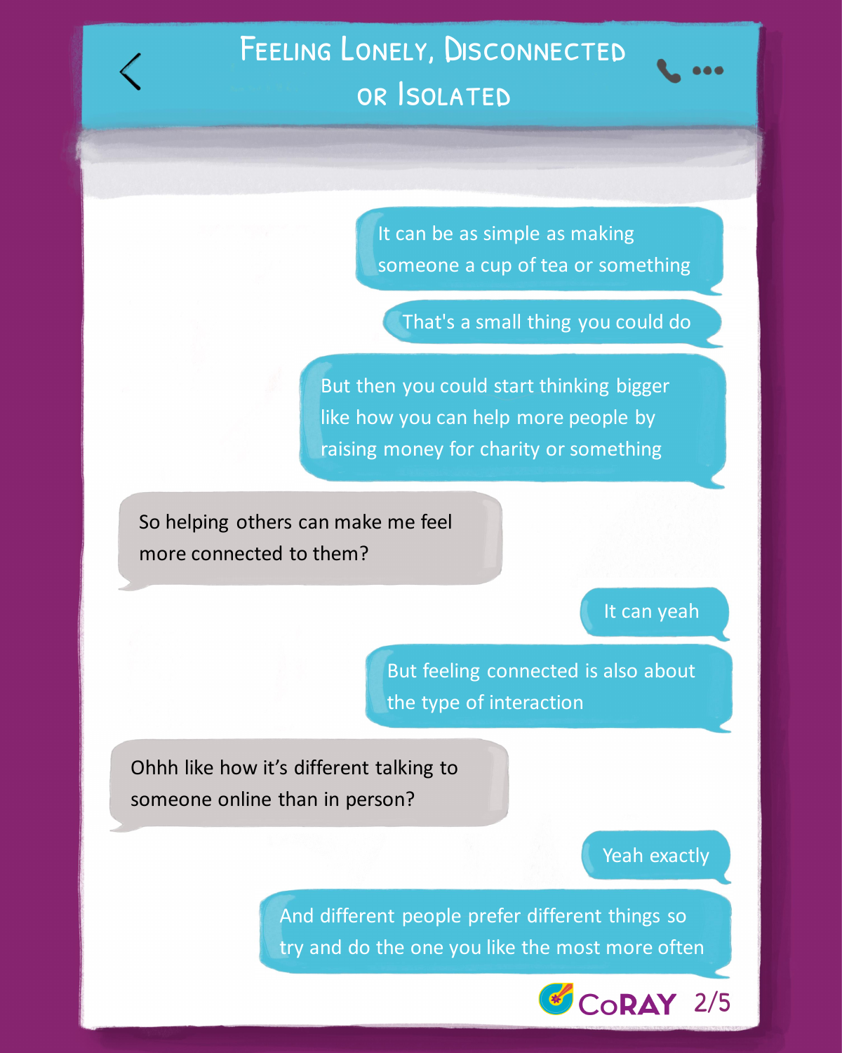# Feeling Lonely, Disconnected or Isolated

It can be as simple as making someone a cup of tea or something

That's a small thing you could do

But then you could start thinking bigger like how you can help more people by raising money for charity or something

So helping others can make me feel more connected to them?

It can yeah

But feeling connected is also about the type of interaction

Ohhh like how it's different talking to someone online than in person?

Yeah exactly

And different people prefer different things so try and do the one you like the most more often

CoRAY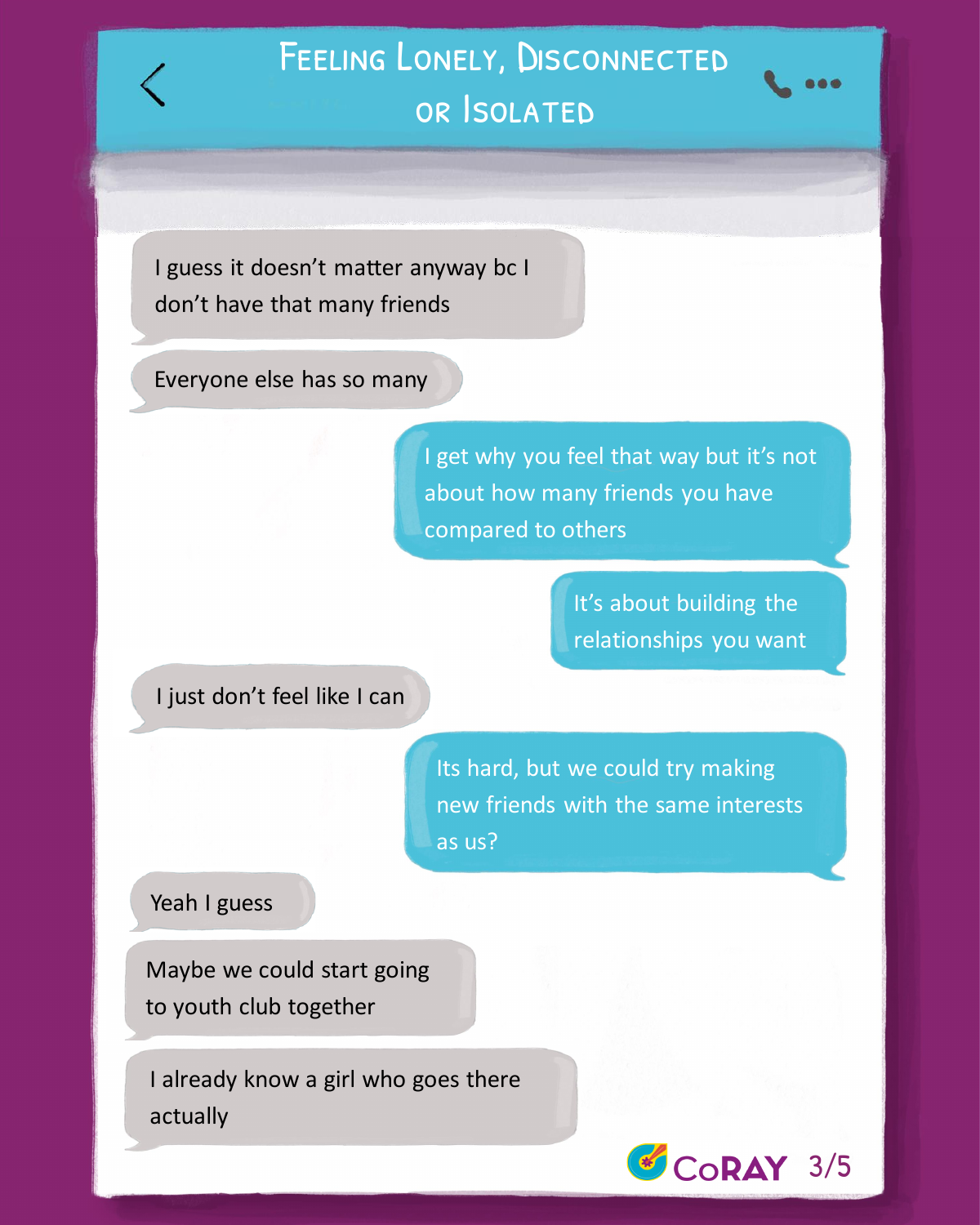# Feeling Lonely, Disconnected or Isolated

I guess it doesn't matter anyway bc I don't have that many friends

Everyone else has so many

I get why you feel that way but it's not about how many friends you have compared to others

It's about building the relationships you want

I just don't feel like I can

Its hard, but we could try making new friends with the same interests as us?

Yeah I guess

Maybe we could start going to youth club together

I already know a girl who goes there actually

CoRAY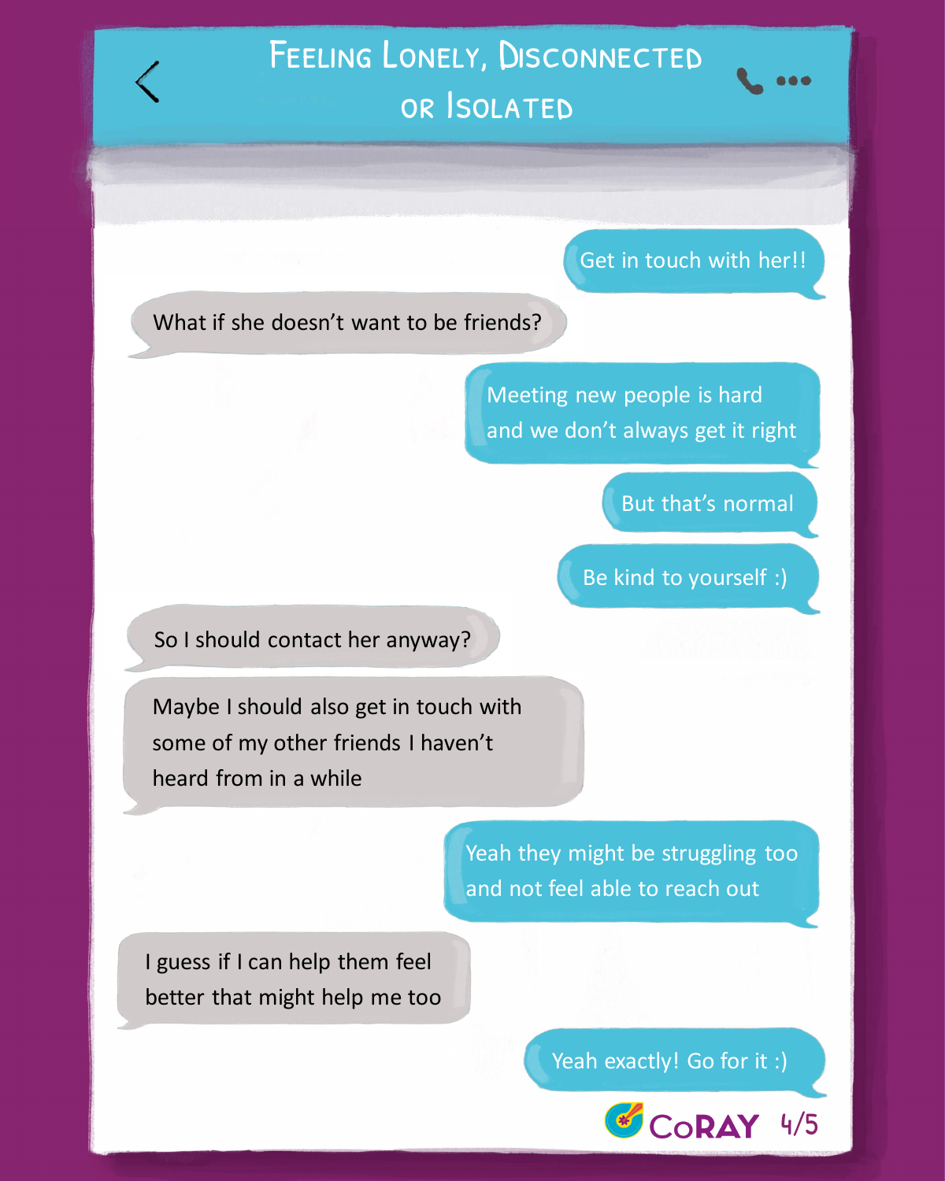# Feeling Lonely, Disconnected or Isolated

Get in touch with her!!

What if she doesn't want to be friends?

Meeting new people is hard and we don't always get it right

But that's normal

Be kind to yourself :)

So I should contact her anyway?

Maybe I should also get in touch with some of my other friends I haven't heard from in a while

Yeah they might be struggling too and not feel able to reach out

I guess if I can help them feel better that might help me too

Yeah exactly! Go for it :)

CoRAY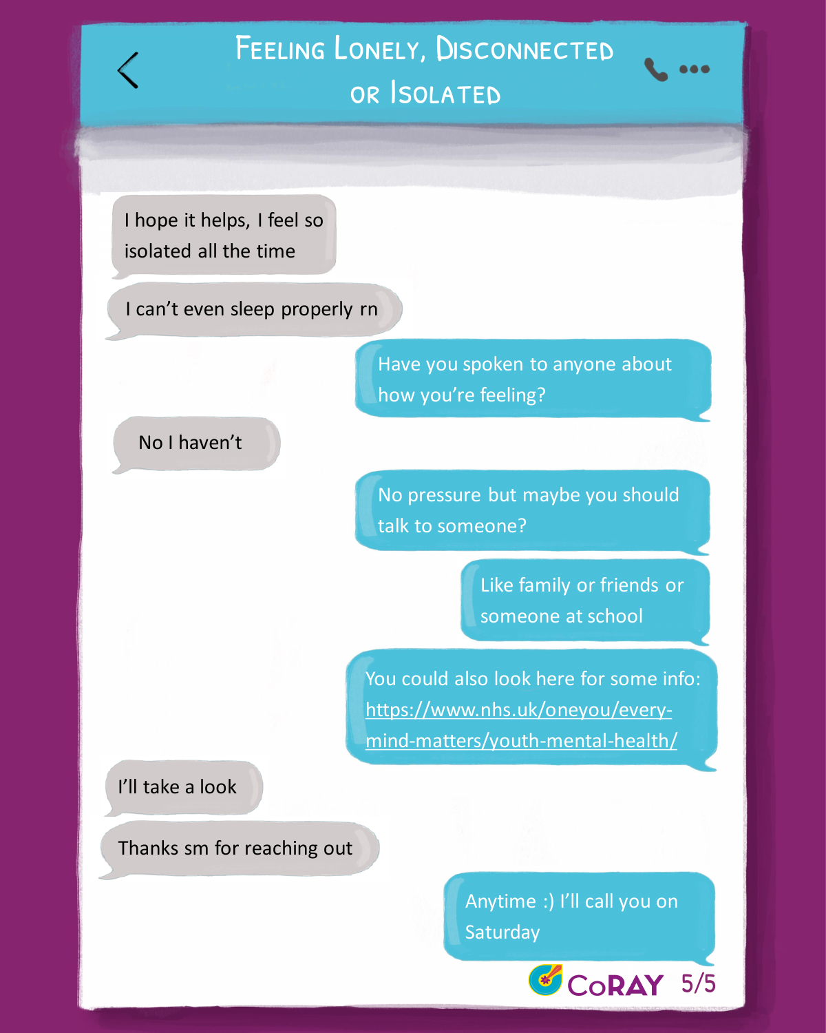# Feeling Lonely, Disconnected or Isolated

I hope it helps, I feel so isolated all the time

I can't even sleep properly rn

Have you spoken to anyone about how you're feeling?

No I haven't

No pressure but maybe you should talk to someone?

Like family or friends or someone at school

You could also look here for some info: https://www.nhs.uk/oneyou/every-mind-matters/youth-mental-health/

I'll take a look

Thanks sm for reaching out

Anytime :) I'll call you on Saturday

CoRAY